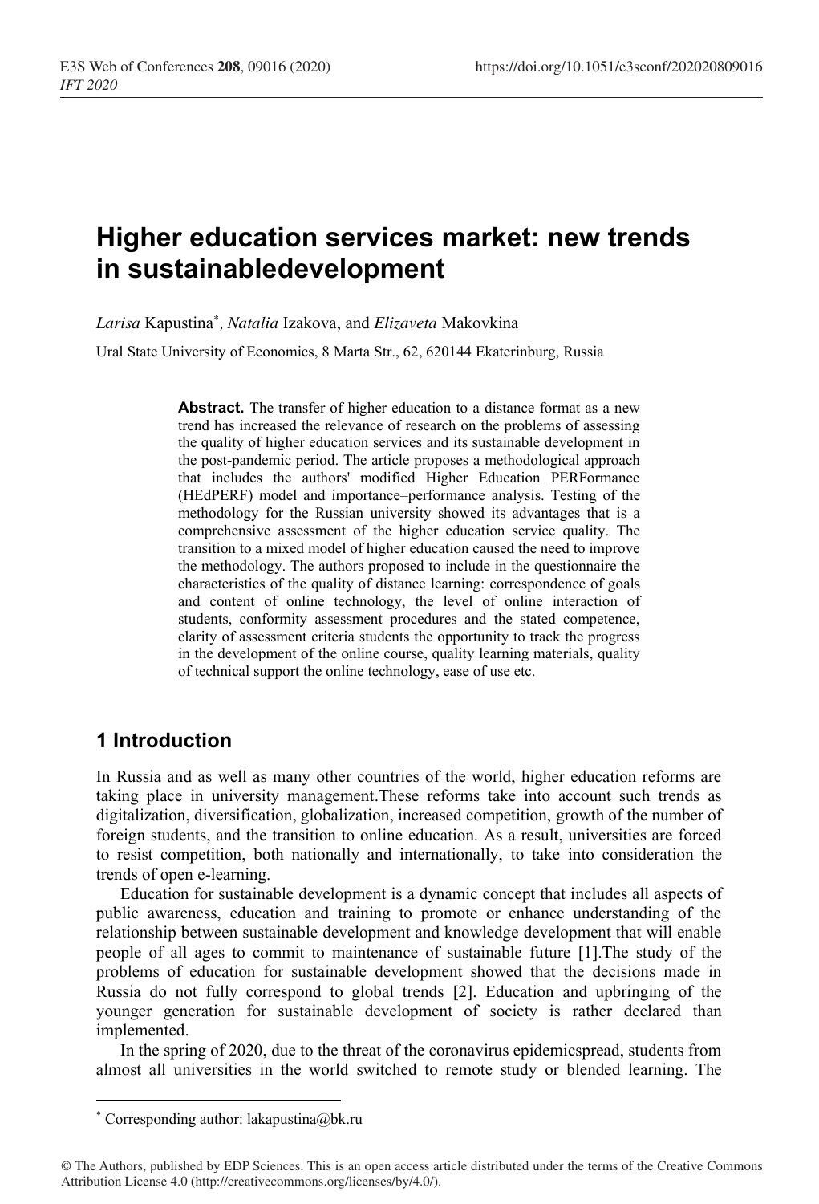# Higher education services market: new trends in sustainabledevelopment

*Larisa* Kapustina[*], *Natalia* Izakova, and *Elizaveta* Makovkina

Ural State University of Economics, 8 Marta Str., 62, 620144 Ekaterinburg, Russia

**Abstract.** The transfer of higher education to a distance format as a new trend has increased the relevance of research on the problems of assessing the quality of higher education services and its sustainable development in the post-pandemic period. The article proposes a methodological approach that includes the authors' modified Higher Education PERFormance (HEdPERF) model and importance–performance analysis. Testing of the methodology for the Russian university showed its advantages that is a comprehensive assessment of the higher education service quality. The transition to a mixed model of higher education caused the need to improve the methodology. The authors proposed to include in the questionnaire the characteristics of the quality of distance learning: correspondence of goals and content of online technology, the level of online interaction of students, conformity assessment procedures and the stated competence, clarity of assessment criteria students the opportunity to track the progress in the development of the online course, quality learning materials, quality of technical support the online technology, ease of use etc.

## 1 Introduction

In Russia and as well as many other countries of the world, higher education reforms are taking place in university management.These reforms take into account such trends as digitalization, diversification, globalization, increased competition, growth of the number of foreign students, and the transition to online education. As a result, universities are forced to resist competition, both nationally and internationally, to take into consideration the trends of open e-learning.

Education for sustainable development is a dynamic concept that includes all aspects of public awareness, education and training to promote or enhance understanding of the relationship between sustainable development and knowledge development that will enable people of all ages to commit to maintenance of sustainable future [1].The study of the problems of education for sustainable development showed that the decisions made in Russia do not fully correspond to global trends [2]. Education and upbringing of the younger generation for sustainable development of society is rather declared than implemented.

In the spring of 2020, due to the threat of the coronavirus epidemicspread, students from almost all universities in the world switched to remote study or blended learning. The

[*] Corresponding author: lakapustina@bk.ru

© The Authors, published by EDP Sciences. This is an open access article distributed under the terms of the Creative Commons Attribution License 4.0 (http://creativecommons.org/licenses/by/4.0/).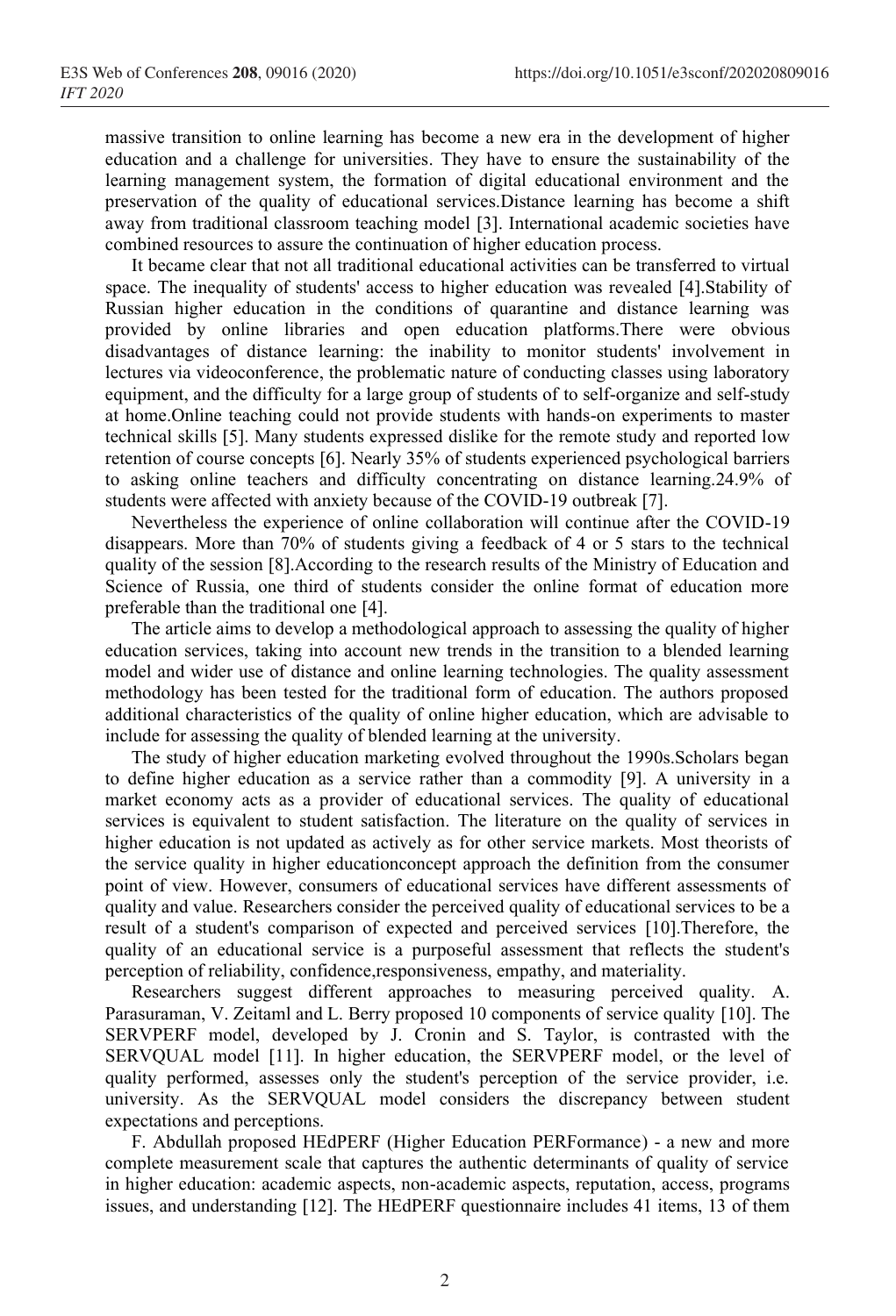massive transition to online learning has become a new era in the development of higher education and a challenge for universities. They have to ensure the sustainability of the learning management system, the formation of digital educational environment and the preservation of the quality of educational services.Distance learning has become a shift away from traditional classroom teaching model [3]. International academic societies have combined resources to assure the continuation of higher education process.

It became clear that not all traditional educational activities can be transferred to virtual space. The inequality of students' access to higher education was revealed [4].Stability of Russian higher education in the conditions of quarantine and distance learning was provided by online libraries and open education platforms.There were obvious disadvantages of distance learning: the inability to monitor students' involvement in lectures via videoconference, the problematic nature of conducting classes using laboratory equipment, and the difficulty for a large group of students of to self-organize and self-study at home.Online teaching could not provide students with hands-on experiments to master technical skills [5]. Many students expressed dislike for the remote study and reported low retention of course concepts [6]. Nearly 35% of students experienced psychological barriers to asking online teachers and difficulty concentrating on distance learning.24.9% of students were affected with anxiety because of the COVID-19 outbreak [7].

Nevertheless the experience of online collaboration will continue after the COVID-19 disappears. More than 70% of students giving a feedback of 4 or 5 stars to the technical quality of the session [8].According to the research results of the Ministry of Education and Science of Russia, one third of students consider the online format of education more preferable than the traditional one [4].

The article aims to develop a methodological approach to assessing the quality of higher education services, taking into account new trends in the transition to a blended learning model and wider use of distance and online learning technologies. The quality assessment methodology has been tested for the traditional form of education. The authors proposed additional characteristics of the quality of online higher education, which are advisable to include for assessing the quality of blended learning at the university.

The study of higher education marketing evolved throughout the 1990s.Scholars began to define higher education as a service rather than a commodity [9]. A university in a market economy acts as a provider of educational services. The quality of educational services is equivalent to student satisfaction. The literature on the quality of services in higher education is not updated as actively as for other service markets. Most theorists of the service quality in higher educationconcept approach the definition from the consumer point of view. However, consumers of educational services have different assessments of quality and value. Researchers consider the perceived quality of educational services to be a result of a student's comparison of expected and perceived services [10].Therefore, the quality of an educational service is a purposeful assessment that reflects the student's perception of reliability, confidence,responsiveness, empathy, and materiality.

Researchers suggest different approaches to measuring perceived quality. A. Parasuraman, V. Zeitaml and L. Berry proposed 10 components of service quality [10]. The SERVPERF model, developed by J. Cronin and S. Taylor, is contrasted with the SERVQUAL model [11]. In higher education, the SERVPERF model, or the level of quality performed, assesses only the student's perception of the service provider, i.e. university. As the SERVQUAL model considers the discrepancy between student expectations and perceptions.

F. Abdullah proposed HEdPERF (Higher Education PERFormance) - a new and more complete measurement scale that captures the authentic determinants of quality of service in higher education: academic aspects, non-academic aspects, reputation, access, programs issues, and understanding [12]. The HEdPERF questionnaire includes 41 items, 13 of them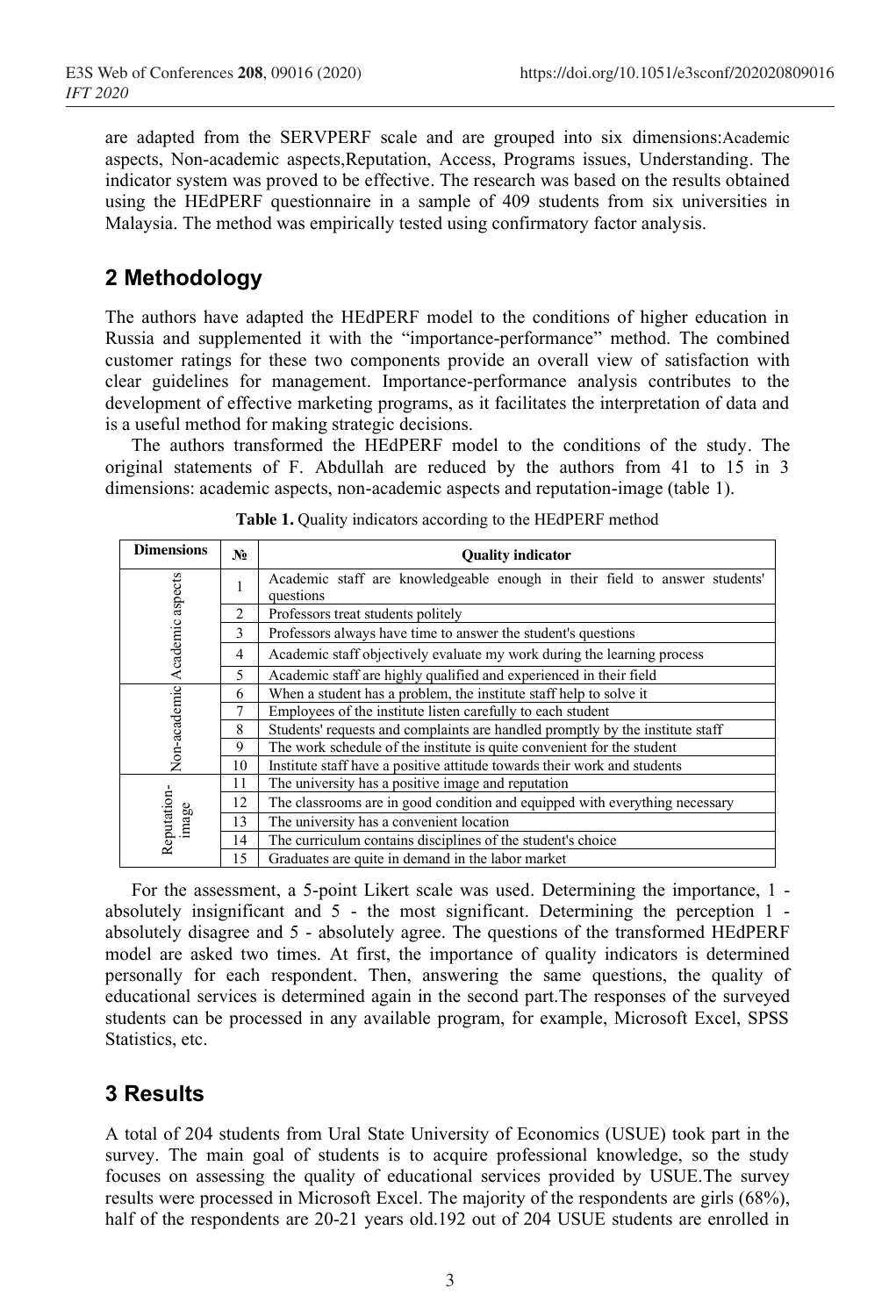are adapted from the SERVPERF scale and are grouped into six dimensions:Academic aspects, Non-academic aspects,Reputation, Access, Programs issues, Understanding. The indicator system was proved to be effective. The research was based on the results obtained using the HEdPERF questionnaire in a sample of 409 students from six universities in Malaysia. The method was empirically tested using confirmatory factor analysis.

## 2 Methodology

The authors have adapted the HEdPERF model to the conditions of higher education in Russia and supplemented it with the "importance-performance" method. The combined customer ratings for these two components provide an overall view of satisfaction with clear guidelines for management. Importance-performance analysis contributes to the development of effective marketing programs, as it facilitates the interpretation of data and is a useful method for making strategic decisions.

The authors transformed the HEdPERF model to the conditions of the study. The original statements of F. Abdullah are reduced by the authors from 41 to 15 in 3 dimensions: academic aspects, non-academic aspects and reputation-image (table 1).

**Table 1.** Quality indicators according to the HEdPERF method

| Dimensions | № | Quality indicator |
|---|---|---|
| Academic aspects | 1 | Academic staff are knowledgeable enough in their field to answer students' questions |
| | 2 | Professors treat students politely |
| | 3 | Professors always have time to answer the student's questions |
| | 4 | Academic staff objectively evaluate my work during the learning process |
| | 5 | Academic staff are highly qualified and experienced in their field |
| Non-academic | 6 | When a student has a problem, the institute staff help to solve it |
| | 7 | Employees of the institute listen carefully to each student |
| | 8 | Students' requests and complaints are handled promptly by the institute staff |
| | 9 | The work schedule of the institute is quite convenient for the student |
| | 10 | Institute staff have a positive attitude towards their work and students |
| Reputation-image | 11 | The university has a positive image and reputation |
| | 12 | The classrooms are in good condition and equipped with everything necessary |
| | 13 | The university has a convenient location |
| | 14 | The curriculum contains disciplines of the student's choice |
| | 15 | Graduates are quite in demand in the labor market |

For the assessment, a 5-point Likert scale was used. Determining the importance, 1 - absolutely insignificant and 5 - the most significant. Determining the perception 1 - absolutely disagree and 5 - absolutely agree. The questions of the transformed HEdPERF model are asked two times. At first, the importance of quality indicators is determined personally for each respondent. Then, answering the same questions, the quality of educational services is determined again in the second part.The responses of the surveyed students can be processed in any available program, for example, Microsoft Excel, SPSS Statistics, etc.

## 3 Results

A total of 204 students from Ural State University of Economics (USUE) took part in the survey. The main goal of students is to acquire professional knowledge, so the study focuses on assessing the quality of educational services provided by USUE.The survey results were processed in Microsoft Excel. The majority of the respondents are girls (68%), half of the respondents are 20-21 years old.192 out of 204 USUE students are enrolled in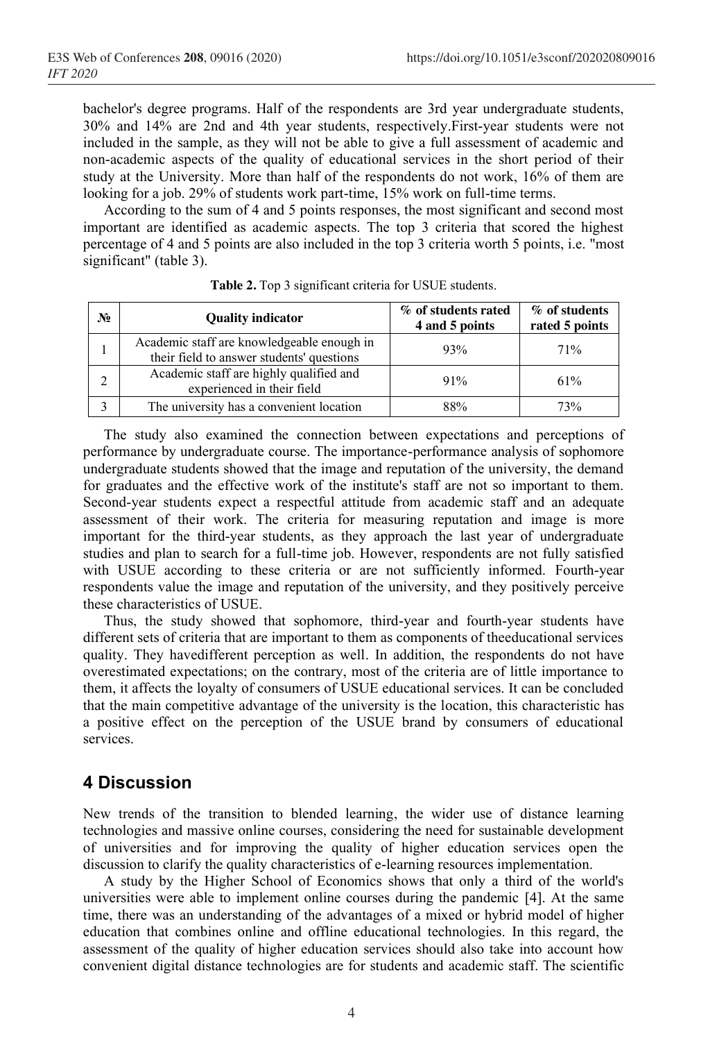bachelor's degree programs. Half of the respondents are 3rd year undergraduate students, 30% and 14% are 2nd and 4th year students, respectively.First-year students were not included in the sample, as they will not be able to give a full assessment of academic and non-academic aspects of the quality of educational services in the short period of their study at the University. More than half of the respondents do not work, 16% of them are looking for a job. 29% of students work part-time, 15% work on full-time terms.

According to the sum of 4 and 5 points responses, the most significant and second most important are identified as academic aspects. The top 3 criteria that scored the highest percentage of 4 and 5 points are also included in the top 3 criteria worth 5 points, i.e. "most significant" (table 3).

**Table 2.** Top 3 significant criteria for USUE students.

| № | Quality indicator | % of students rated 4 and 5 points | % of students rated 5 points |
|---|---|---|---|
| 1 | Academic staff are knowledgeable enough in their field to answer students' questions | 93% | 71% |
| 2 | Academic staff are highly qualified and experienced in their field | 91% | 61% |
| 3 | The university has a convenient location | 88% | 73% |

The study also examined the connection between expectations and perceptions of performance by undergraduate course. The importance-performance analysis of sophomore undergraduate students showed that the image and reputation of the university, the demand for graduates and the effective work of the institute's staff are not so important to them. Second-year students expect a respectful attitude from academic staff and an adequate assessment of their work. The criteria for measuring reputation and image is more important for the third-year students, as they approach the last year of undergraduate studies and plan to search for a full-time job. However, respondents are not fully satisfied with USUE according to these criteria or are not sufficiently informed. Fourth-year respondents value the image and reputation of the university, and they positively perceive these characteristics of USUE.

Thus, the study showed that sophomore, third-year and fourth-year students have different sets of criteria that are important to them as components of theeducational services quality. They havedifferent perception as well. In addition, the respondents do not have overestimated expectations; on the contrary, most of the criteria are of little importance to them, it affects the loyalty of consumers of USUE educational services. It can be concluded that the main competitive advantage of the university is the location, this characteristic has a positive effect on the perception of the USUE brand by consumers of educational services.

## 4 Discussion

New trends of the transition to blended learning, the wider use of distance learning technologies and massive online courses, considering the need for sustainable development of universities and for improving the quality of higher education services open the discussion to clarify the quality characteristics of e-learning resources implementation.

A study by the Higher School of Economics shows that only a third of the world's universities were able to implement online courses during the pandemic [4]. At the same time, there was an understanding of the advantages of a mixed or hybrid model of higher education that combines online and offline educational technologies. In this regard, the assessment of the quality of higher education services should also take into account how convenient digital distance technologies are for students and academic staff. The scientific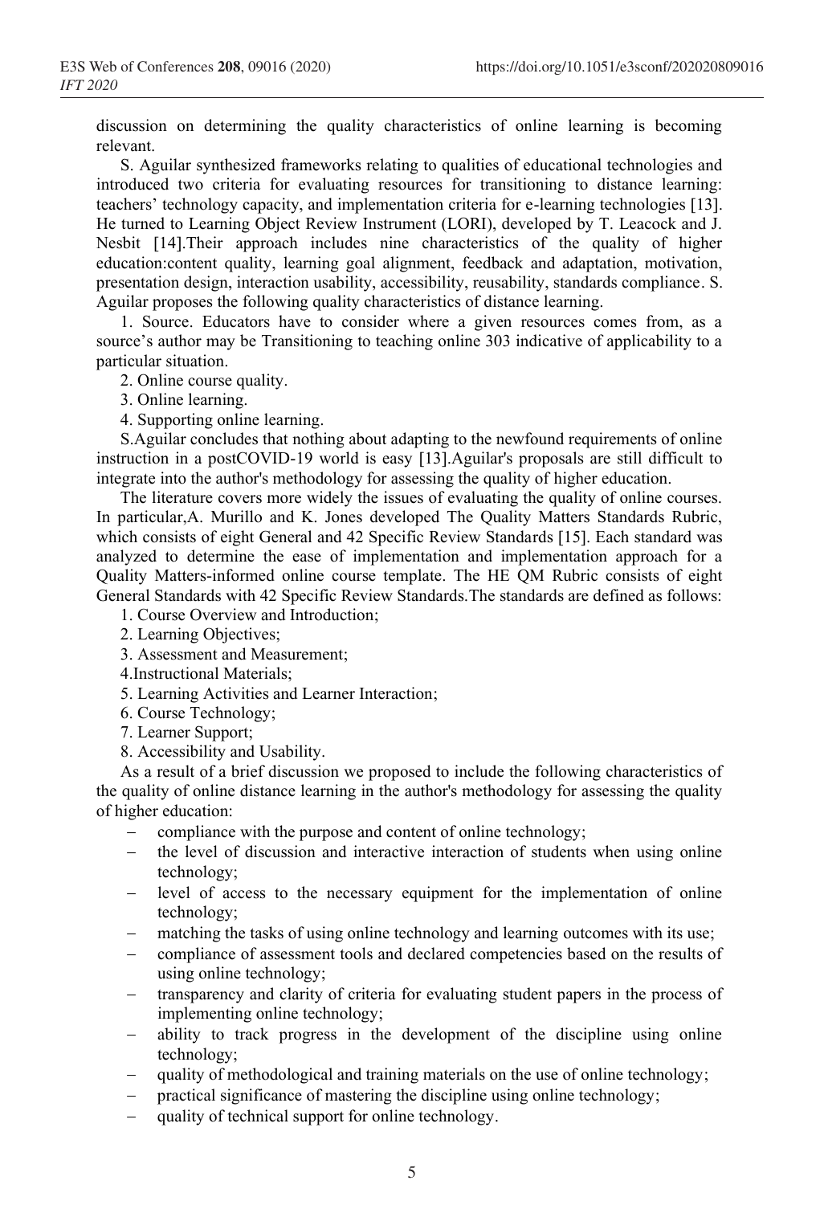discussion on determining the quality characteristics of online learning is becoming relevant.

S. Aguilar synthesized frameworks relating to qualities of educational technologies and introduced two criteria for evaluating resources for transitioning to distance learning: teachers' technology capacity, and implementation criteria for e-learning technologies [13]. He turned to Learning Object Review Instrument (LORI), developed by T. Leacock and J. Nesbit [14].Their approach includes nine characteristics of the quality of higher education:content quality, learning goal alignment, feedback and adaptation, motivation, presentation design, interaction usability, accessibility, reusability, standards compliance. S. Aguilar proposes the following quality characteristics of distance learning.

1. Source. Educators have to consider where a given resources comes from, as a source's author may be Transitioning to teaching online 303 indicative of applicability to a particular situation.
2. Online course quality.
3. Online learning.
4. Supporting online learning.

S.Aguilar concludes that nothing about adapting to the newfound requirements of online instruction in a postCOVID-19 world is easy [13].Aguilar's proposals are still difficult to integrate into the author's methodology for assessing the quality of higher education.

The literature covers more widely the issues of evaluating the quality of online courses. In particular,A. Murillo and K. Jones developed The Quality Matters Standards Rubric, which consists of eight General and 42 Specific Review Standards [15]. Each standard was analyzed to determine the ease of implementation and implementation approach for a Quality Matters-informed online course template. The HE QM Rubric consists of eight General Standards with 42 Specific Review Standards.The standards are defined as follows:

1. Course Overview and Introduction;
2. Learning Objectives;
3. Assessment and Measurement;
4. Instructional Materials;
5. Learning Activities and Learner Interaction;
6. Course Technology;
7. Learner Support;
8. Accessibility and Usability.

As a result of a brief discussion we proposed to include the following characteristics of the quality of online distance learning in the author's methodology for assessing the quality of higher education:

- compliance with the purpose and content of online technology;
- the level of discussion and interactive interaction of students when using online technology;
- level of access to the necessary equipment for the implementation of online technology;
- matching the tasks of using online technology and learning outcomes with its use;
- compliance of assessment tools and declared competencies based on the results of using online technology;
- transparency and clarity of criteria for evaluating student papers in the process of implementing online technology;
- ability to track progress in the development of the discipline using online technology;
- quality of methodological and training materials on the use of online technology;
- practical significance of mastering the discipline using online technology;
- quality of technical support for online technology.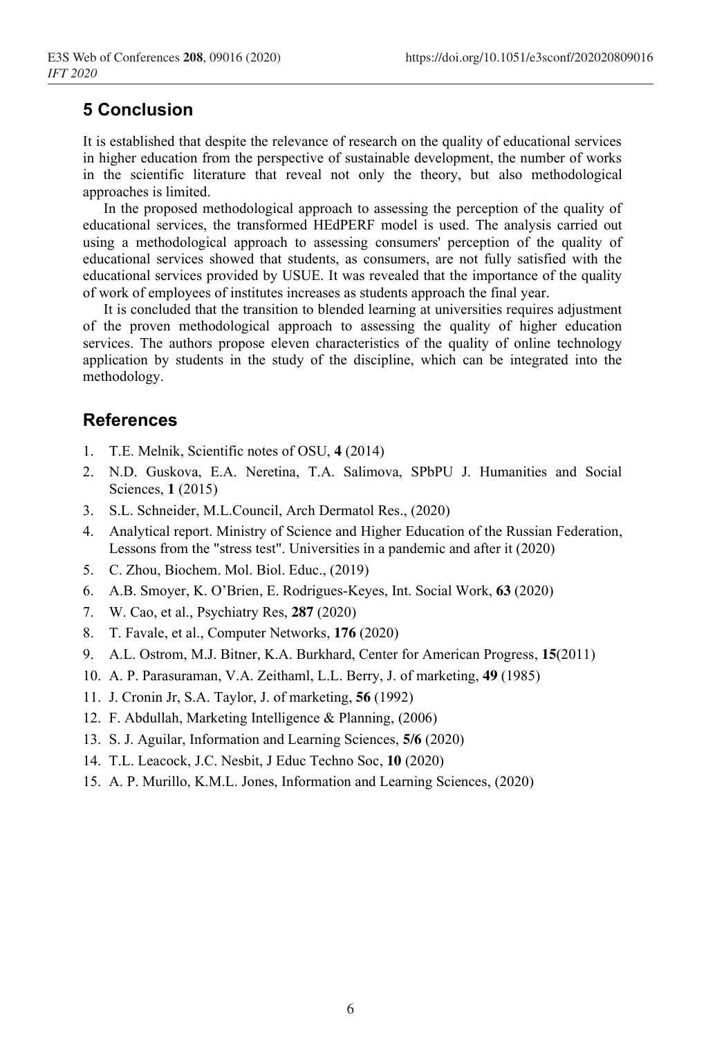## 5 Conclusion

It is established that despite the relevance of research on the quality of educational services in higher education from the perspective of sustainable development, the number of works in the scientific literature that reveal not only the theory, but also methodological approaches is limited.

In the proposed methodological approach to assessing the perception of the quality of educational services, the transformed HEdPERF model is used. The analysis carried out using a methodological approach to assessing consumers' perception of the quality of educational services showed that students, as consumers, are not fully satisfied with the educational services provided by USUE. It was revealed that the importance of the quality of work of employees of institutes increases as students approach the final year.

It is concluded that the transition to blended learning at universities requires adjustment of the proven methodological approach to assessing the quality of higher education services. The authors propose eleven characteristics of the quality of online technology application by students in the study of the discipline, which can be integrated into the methodology.

## References

1. T.E. Melnik, Scientific notes of OSU, **4** (2014)
2. N.D. Guskova, E.A. Neretina, T.A. Salimova, SPbPU J. Humanities and Social Sciences, **1** (2015)
3. S.L. Schneider, M.L.Council, Arch Dermatol Res., (2020)
4. Analytical report. Ministry of Science and Higher Education of the Russian Federation, Lessons from the "stress test". Universities in a pandemic and after it (2020)
5. C. Zhou, Biochem. Mol. Biol. Educ., (2019)
6. A.B. Smoyer, K. O'Brien, E. Rodrigues-Keyes, Int. Social Work, **63** (2020)
7. W. Cao, et al., Psychiatry Res, **287** (2020)
8. T. Favale, et al., Computer Networks, **176** (2020)
9. A.L. Ostrom, M.J. Bitner, K.A. Burkhard, Center for American Progress, **15**(2011)
10. A. P. Parasuraman, V.A. Zeithaml, L.L. Berry, J. of marketing, **49** (1985)
11. J. Cronin Jr, S.A. Taylor, J. of marketing, **56** (1992)
12. F. Abdullah, Marketing Intelligence & Planning, (2006)
13. S. J. Aguilar, Information and Learning Sciences, **5/6** (2020)
14. T.L. Leacock, J.C. Nesbit, J Educ Techno Soc, **10** (2020)
15. A. P. Murillo, K.M.L. Jones, Information and Learning Sciences, (2020)